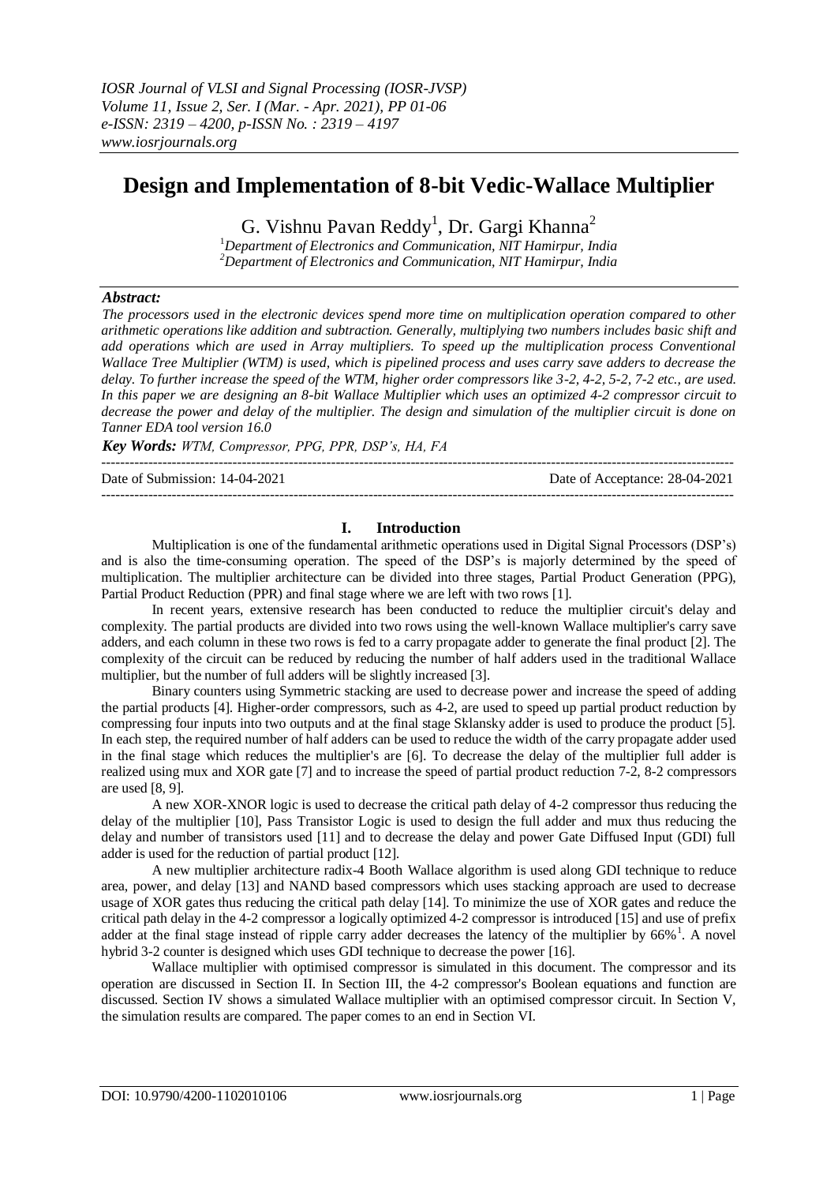# Design and Implementation of 8-bit Vedic-Wallace Multiplier

G. Vishnu Pavan Reddy[1], Dr. Gargi Khanna[2]

[1]*Department of Electronics and Communication, NIT Hamirpur, India*
[2]*Department of Electronics and Communication, NIT Hamirpur, India*

## *Abstract:*

*The processors used in the electronic devices spend more time on multiplication operation compared to other arithmetic operations like addition and subtraction. Generally, multiplying two numbers includes basic shift and add operations which are used in Array multipliers. To speed up the multiplication process Conventional Wallace Tree Multiplier (WTM) is used, which is pipelined process and uses carry save adders to decrease the delay. To further increase the speed of the WTM, higher order compressors like 3-2, 4-2, 5-2, 7-2 etc., are used. In this paper we are designing an 8-bit Wallace Multiplier which uses an optimized 4-2 compressor circuit to decrease the power and delay of the multiplier. The design and simulation of the multiplier circuit is done on Tanner EDA tool version 16.0*

***Key Words:*** *WTM, Compressor, PPG, PPR, DSP's, HA, FA*

---

Date of Submission: 14-04-2021 Date of Acceptance: 28-04-2021

---

## I. Introduction

Multiplication is one of the fundamental arithmetic operations used in Digital Signal Processors (DSP's) and is also the time-consuming operation. The speed of the DSP's is majorly determined by the speed of multiplication. The multiplier architecture can be divided into three stages, Partial Product Generation (PPG), Partial Product Reduction (PPR) and final stage where we are left with two rows [1].

In recent years, extensive research has been conducted to reduce the multiplier circuit's delay and complexity. The partial products are divided into two rows using the well-known Wallace multiplier's carry save adders, and each column in these two rows is fed to a carry propagate adder to generate the final product [2]. The complexity of the circuit can be reduced by reducing the number of half adders used in the traditional Wallace multiplier, but the number of full adders will be slightly increased [3].

Binary counters using Symmetric stacking are used to decrease power and increase the speed of adding the partial products [4]. Higher-order compressors, such as 4-2, are used to speed up partial product reduction by compressing four inputs into two outputs and at the final stage Sklansky adder is used to produce the product [5]. In each step, the required number of half adders can be used to reduce the width of the carry propagate adder used in the final stage which reduces the multiplier's are [6]. To decrease the delay of the multiplier full adder is realized using mux and XOR gate [7] and to increase the speed of partial product reduction 7-2, 8-2 compressors are used [8, 9].

A new XOR-XNOR logic is used to decrease the critical path delay of 4-2 compressor thus reducing the delay of the multiplier [10], Pass Transistor Logic is used to design the full adder and mux thus reducing the delay and number of transistors used [11] and to decrease the delay and power Gate Diffused Input (GDI) full adder is used for the reduction of partial product [12].

A new multiplier architecture radix-4 Booth Wallace algorithm is used along GDI technique to reduce area, power, and delay [13] and NAND based compressors which uses stacking approach are used to decrease usage of XOR gates thus reducing the critical path delay [14]. To minimize the use of XOR gates and reduce the critical path delay in the 4-2 compressor a logically optimized 4-2 compressor is introduced [15] and use of prefix adder at the final stage instead of ripple carry adder decreases the latency of the multiplier by 66%[1]. A novel hybrid 3-2 counter is designed which uses GDI technique to decrease the power [16].

Wallace multiplier with optimised compressor is simulated in this document. The compressor and its operation are discussed in Section II. In Section III, the 4-2 compressor's Boolean equations and function are discussed. Section IV shows a simulated Wallace multiplier with an optimised compressor circuit. In Section V, the simulation results are compared. The paper comes to an end in Section VI.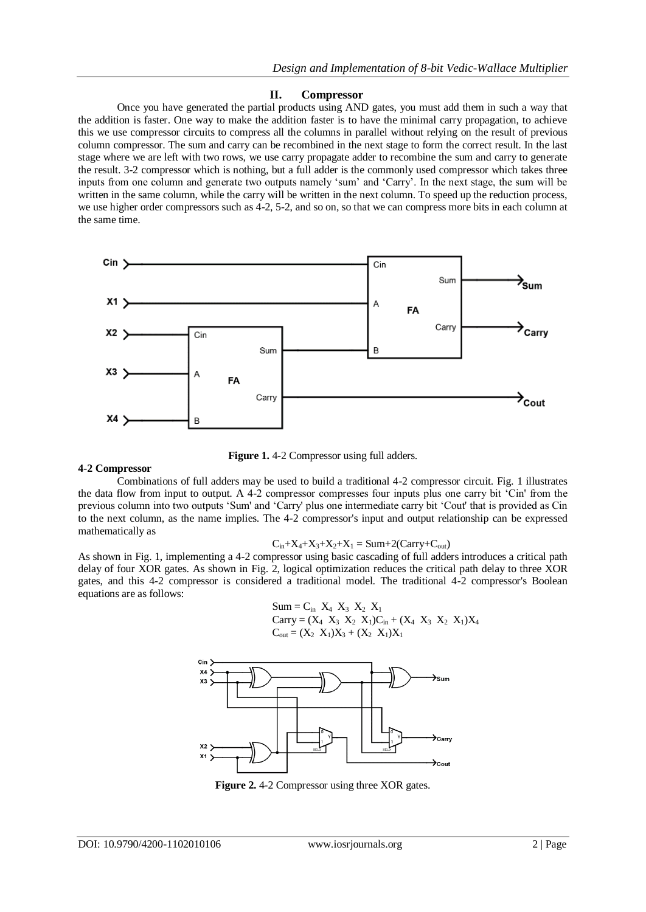## II. Compressor

Once you have generated the partial products using AND gates, you must add them in such a way that the addition is faster. One way to make the addition faster is to have the minimal carry propagation, to achieve this we use compressor circuits to compress all the columns in parallel without relying on the result of previous column compressor. The sum and carry can be recombined in the next stage to form the correct result. In the last stage where we are left with two rows, we use carry propagate adder to recombine the sum and carry to generate the result. 3-2 compressor which is nothing, but a full adder is the commonly used compressor which takes three inputs from one column and generate two outputs namely 'sum' and 'Carry'. In the next stage, the sum will be written in the same column, while the carry will be written in the next column. To speed up the reduction process, we use higher order compressors such as 4-2, 5-2, and so on, so that we can compress more bits in each column at the same time.

**Figure 1.** 4-2 Compressor using full adders.

### 4-2 Compressor

Combinations of full adders may be used to build a traditional 4-2 compressor circuit. Fig. 1 illustrates the data flow from input to output. A 4-2 compressor compresses four inputs plus one carry bit 'Cin' from the previous column into two outputs 'Sum' and 'Carry' plus one intermediate carry bit 'Cout' that is provided as Cin to the next column, as the name implies. The 4-2 compressor's input and output relationship can be expressed mathematically as

$$C_{in}+X_4+X_3+X_2+X_1 = Sum+2(Carry+C_{out})$$

As shown in Fig. 1, implementing a 4-2 compressor using basic cascading of full adders introduces a critical path delay of four XOR gates. As shown in Fig. 2, logical optimization reduces the critical path delay to three XOR gates, and this 4-2 compressor is considered a traditional model. The traditional 4-2 compressor's Boolean equations are as follows:

$$Sum = C_{in} \ X_4 \ X_3 \ X_2 \ X_1$$

$$Carry = (X_4 \ X_3 \ X_2 \ X_1)C_{in} + (X_4 \ X_3 \ X_2 \ X_1)X_4$$

$$C_{out} = (X_2 \ X_1)X_3 + (X_2 \ X_1)X_1$$

**Figure 2.** 4-2 Compressor using three XOR gates.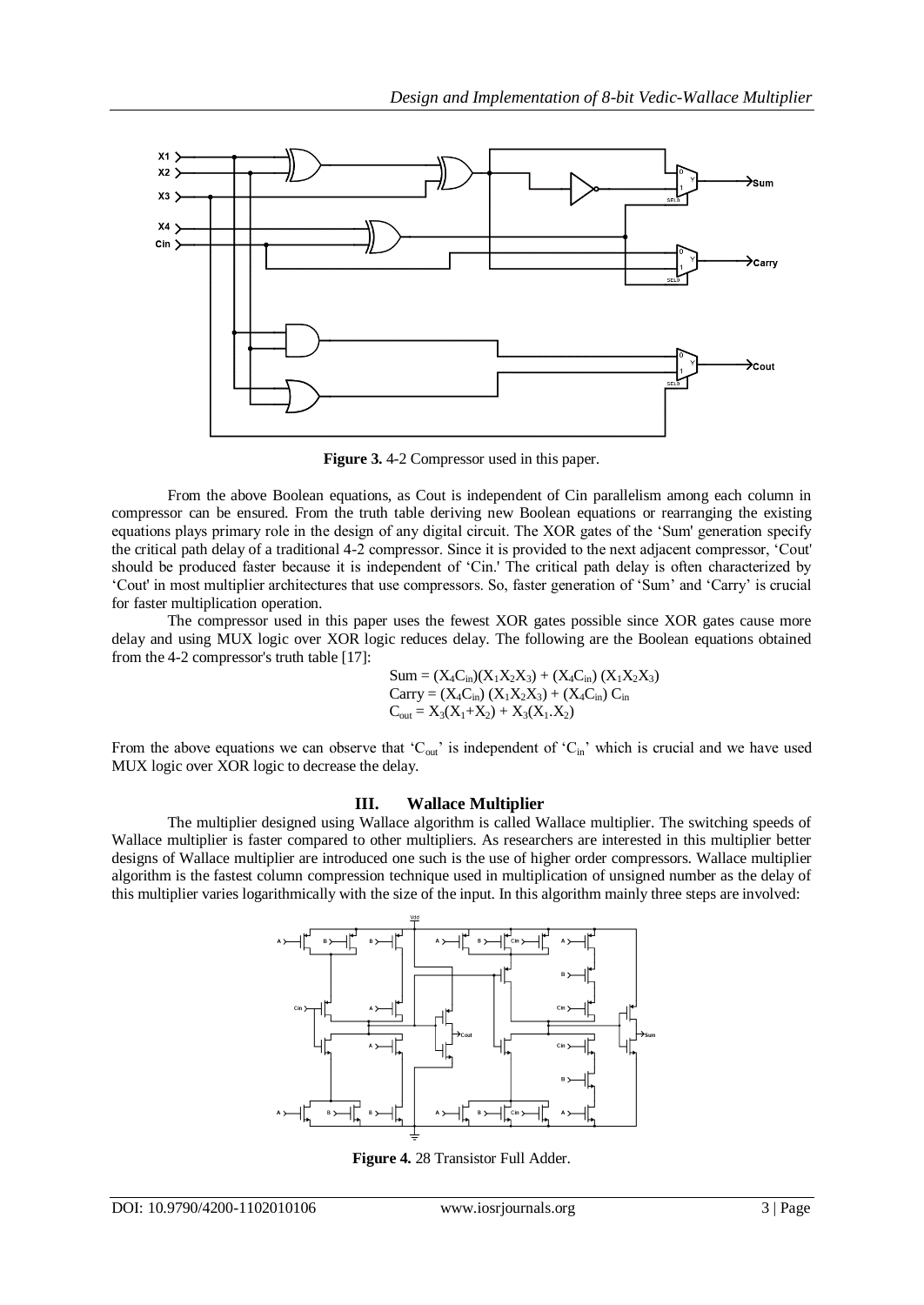**Figure 3.** 4-2 Compressor used in this paper.

From the above Boolean equations, as Cout is independent of Cin parallelism among each column in compressor can be ensured. From the truth table deriving new Boolean equations or rearranging the existing equations plays primary role in the design of any digital circuit. The XOR gates of the 'Sum' generation specify the critical path delay of a traditional 4-2 compressor. Since it is provided to the next adjacent compressor, 'Cout' should be produced faster because it is independent of 'Cin.' The critical path delay is often characterized by 'Cout' in most multiplier architectures that use compressors. So, faster generation of 'Sum' and 'Carry' is crucial for faster multiplication operation.

The compressor used in this paper uses the fewest XOR gates possible since XOR gates cause more delay and using MUX logic over XOR logic reduces delay. The following are the Boolean equations obtained from the 4-2 compressor's truth table [17]:

$$\text{Sum} = (X_4C_{in})(X_1X_2X_3) + (X_4C_{in})(X_1X_2X_3)$$
$$\text{Carry} = (X_4C_{in})(X_1X_2X_3) + (X_4C_{in})\,C_{in}$$
$$C_{out} = X_3(X_1+X_2) + X_3(X_1.X_2)$$

From the above equations we can observe that '$C_{out}$' is independent of '$C_{in}$' which is crucial and we have used MUX logic over XOR logic to decrease the delay.

## III. Wallace Multiplier

The multiplier designed using Wallace algorithm is called Wallace multiplier. The switching speeds of Wallace multiplier is faster compared to other multipliers. As researchers are interested in this multiplier better designs of Wallace multiplier are introduced one such is the use of higher order compressors. Wallace multiplier algorithm is the fastest column compression technique used in multiplication of unsigned number as the delay of this multiplier varies logarithmically with the size of the input. In this algorithm mainly three steps are involved:

**Figure 4.** 28 Transistor Full Adder.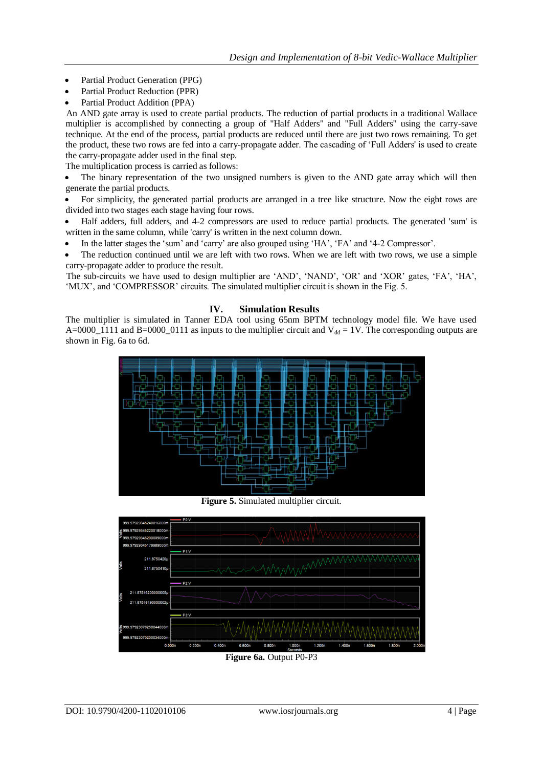- Partial Product Generation (PPG)
- Partial Product Reduction (PPR)
- Partial Product Addition (PPA)

An AND gate array is used to create partial products. The reduction of partial products in a traditional Wallace multiplier is accomplished by connecting a group of "Half Adders" and "Full Adders" using the carry-save technique. At the end of the process, partial products are reduced until there are just two rows remaining. To get the product, these two rows are fed into a carry-propagate adder. The cascading of 'Full Adders' is used to create the carry-propagate adder used in the final step.

The multiplication process is carried as follows:

- The binary representation of the two unsigned numbers is given to the AND gate array which will then generate the partial products.
- For simplicity, the generated partial products are arranged in a tree like structure. Now the eight rows are divided into two stages each stage having four rows.
- Half adders, full adders, and 4-2 compressors are used to reduce partial products. The generated 'sum' is written in the same column, while 'carry' is written in the next column down.
- In the latter stages the 'sum' and 'carry' are also grouped using 'HA', 'FA' and '4-2 Compressor'.
- The reduction continued until we are left with two rows. When we are left with two rows, we use a simple carry-propagate adder to produce the result.

The sub-circuits we have used to design multiplier are 'AND', 'NAND', 'OR' and 'XOR' gates, 'FA', 'HA', 'MUX', and 'COMPRESSOR' circuits. The simulated multiplier circuit is shown in the Fig. 5.

## IV. Simulation Results

The multiplier is simulated in Tanner EDA tool using 65nm BPTM technology model file. We have used A=0000_1111 and B=0000_0111 as inputs to the multiplier circuit and $V_{dd}$ = 1V. The corresponding outputs are shown in Fig. 6a to 6d.

**Figure 5.** Simulated multiplier circuit.

**Figure 6a.** Output P0-P3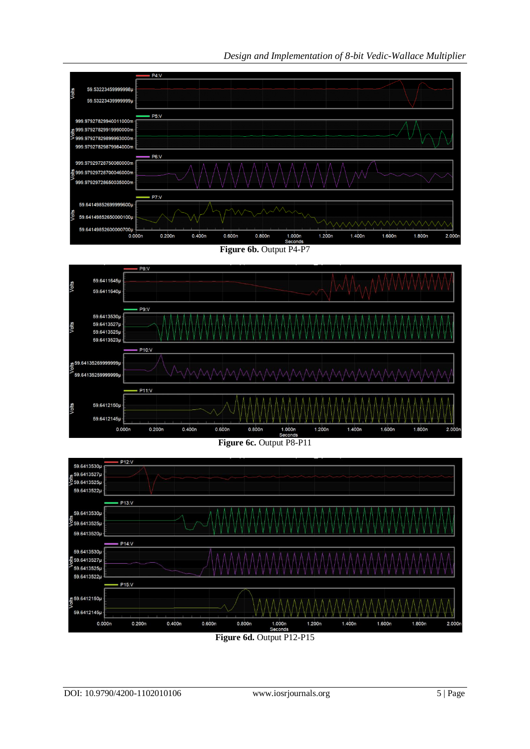Figure 6b. Output P4-P7

Figure 6c. Output P8-P11

Figure 6d. Output P12-P15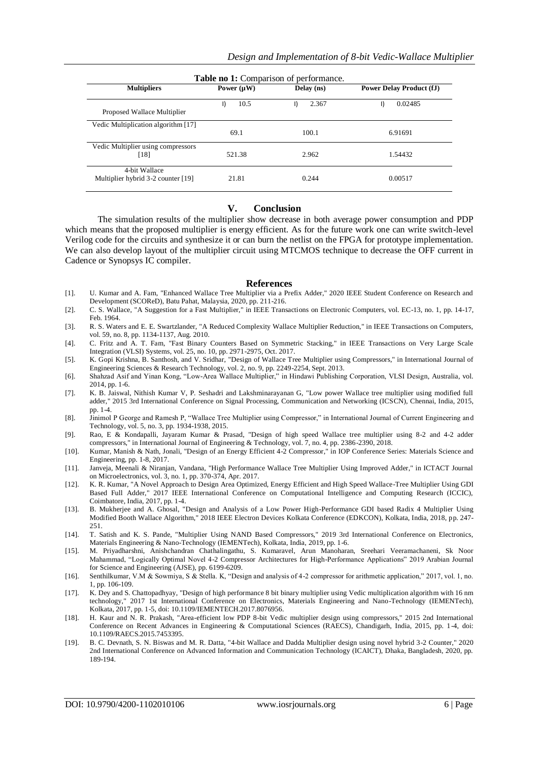**Table no 1:** Comparison of performance.

| Multipliers | Power (μW) | Delay (ns) | Power Delay Product (fJ) |
|---|---|---|---|
| Proposed Wallace Multiplier | I) 10.5 | I) 2.367 | I) 0.02485 |
| Vedic Multiplication algorithm [17] | 69.1 | 100.1 | 6.91691 |
| Vedic Multiplier using compressors [18] | 521.38 | 2.962 | 1.54432 |
| 4-bit Wallace Multiplier hybrid 3-2 counter [19] | 21.81 | 0.244 | 0.00517 |

## V. Conclusion

The simulation results of the multiplier show decrease in both average power consumption and PDP which means that the proposed multiplier is energy efficient. As for the future work one can write switch-level Verilog code for the circuits and synthesize it or can burn the netlist on the FPGA for prototype implementation. We can also develop layout of the multiplier circuit using MTCMOS technique to decrease the OFF current in Cadence or Synopsys IC compiler.

## References

[1]. U. Kumar and A. Fam, "Enhanced Wallace Tree Multiplier via a Prefix Adder," 2020 IEEE Student Conference on Research and Development (SCOReD), Batu Pahat, Malaysia, 2020, pp. 211-216.

[2]. C. S. Wallace, "A Suggestion for a Fast Multiplier," in IEEE Transactions on Electronic Computers, vol. EC-13, no. 1, pp. 14-17, Feb. 1964.

[3]. R. S. Waters and E. E. Swartzlander, "A Reduced Complexity Wallace Multiplier Reduction," in IEEE Transactions on Computers, vol. 59, no. 8, pp. 1134-1137, Aug. 2010.

[4]. C. Fritz and A. T. Fam, "Fast Binary Counters Based on Symmetric Stacking," in IEEE Transactions on Very Large Scale Integration (VLSI) Systems, vol. 25, no. 10, pp. 2971-2975, Oct. 2017.

[5]. K. Gopi Krishna, B. Santhosh, and V. Sridhar, "Design of Wallace Tree Multiplier using Compressors," in International Journal of Engineering Sciences & Research Technology, vol. 2, no. 9, pp. 2249-2254, Sept. 2013.

[6]. Shahzad Asif and Yinan Kong, "Low-Area Wallace Multiplier," in Hindawi Publishing Corporation, VLSI Design, Australia, vol. 2014, pp. 1-6.

[7]. K. B. Jaiswal, Nithish Kumar V, P. Seshadri and Lakshminarayanan G, "Low power Wallace tree multiplier using modified full adder," 2015 3rd International Conference on Signal Processing, Communication and Networking (ICSCN), Chennai, India, 2015, pp. 1-4.

[8]. Jinimol P George and Ramesh P, "Wallace Tree Multiplier using Compressor," in International Journal of Current Engineering and Technology, vol. 5, no. 3, pp. 1934-1938, 2015.

[9]. Rao, E & Kondapalli, Jayaram Kumar & Prasad, "Design of high speed Wallace tree multiplier using 8-2 and 4-2 adder compressors," in International Journal of Engineering & Technology, vol. 7, no. 4, pp. 2386-2390, 2018.

[10]. Kumar, Manish & Nath, Jonali, "Design of an Energy Efficient 4-2 Compressor," in IOP Conference Series: Materials Science and Engineering, pp. 1-8, 2017.

[11]. Janveja, Meenali & Niranjan, Vandana, "High Performance Wallace Tree Multiplier Using Improved Adder," in ICTACT Journal on Microelectronics, vol. 3, no. 1, pp. 370-374, Apr. 2017.

[12]. K. R. Kumar, "A Novel Approach to Design Area Optimized, Energy Efficient and High Speed Wallace-Tree Multiplier Using GDI Based Full Adder," 2017 IEEE International Conference on Computational Intelligence and Computing Research (ICCIC), Coimbatore, India, 2017, pp. 1-4.

[13]. B. Mukherjee and A. Ghosal, "Design and Analysis of a Low Power High-Performance GDI based Radix 4 Multiplier Using Modified Booth Wallace Algorithm," 2018 IEEE Electron Devices Kolkata Conference (EDKCON), Kolkata, India, 2018, pp. 247-251.

[14]. T. Satish and K. S. Pande, "Multiplier Using NAND Based Compressors," 2019 3rd International Conference on Electronics, Materials Engineering & Nano-Technology (IEMENTech), Kolkata, India, 2019, pp. 1-6.

[15]. M. Priyadharshni, Anishchandran Chathalingathu, S. Kumaravel, Arun Manoharan, Sreehari Veeramachaneni, Sk Noor Mahammad, "Logically Optimal Novel 4-2 Compressor Architectures for High-Performance Applications" 2019 Arabian Journal for Science and Engineering (AJSE), pp. 6199-6209.

[16]. Senthilkumar, V.M & Sowmiya, S & Stella. K, "Design and analysis of 4-2 compressor for arithmetic application," 2017, vol. 1, no. 1, pp. 106-109.

[17]. K. Dey and S. Chattopadhyay, "Design of high performance 8 bit binary multiplier using Vedic multiplication algorithm with 16 nm technology," 2017 1st International Conference on Electronics, Materials Engineering and Nano-Technology (IEMENTech), Kolkata, 2017, pp. 1-5, doi: 10.1109/IEMENTECH.2017.8076956.

[18]. H. Kaur and N. R. Prakash, "Area-efficient low PDP 8-bit Vedic multiplier design using compressors," 2015 2nd International Conference on Recent Advances in Engineering & Computational Sciences (RAECS), Chandigarh, India, 2015, pp. 1-4, doi: 10.1109/RAECS.2015.7453395.

[19]. B. C. Devnath, S. N. Biswas and M. R. Datta, "4-bit Wallace and Dadda Multiplier design using novel hybrid 3-2 Counter," 2020 2nd International Conference on Advanced Information and Communication Technology (ICAICT), Dhaka, Bangladesh, 2020, pp. 189-194.